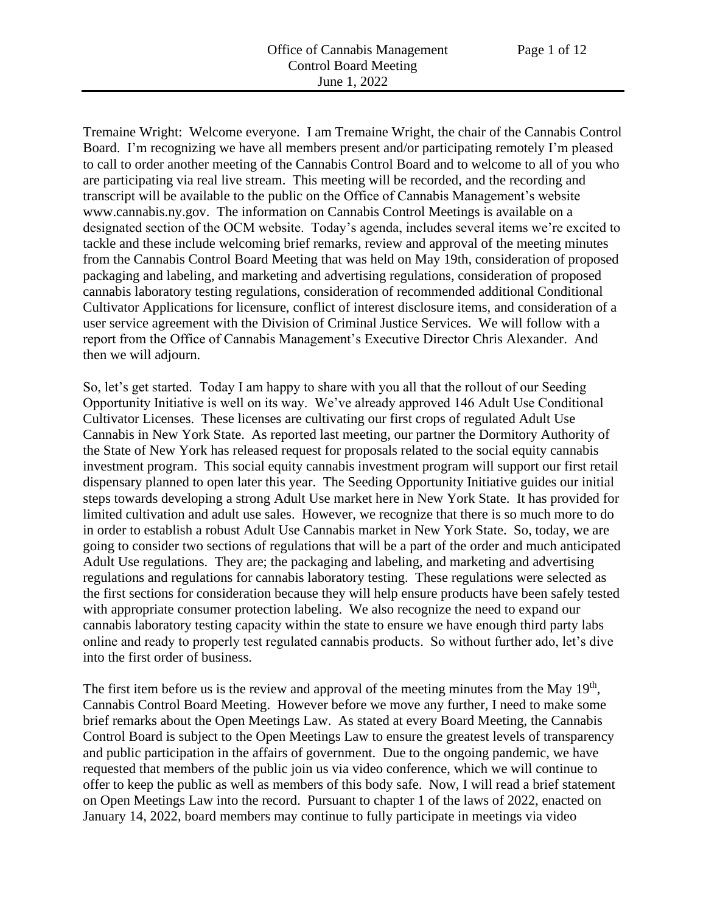Tremaine Wright: Welcome everyone. I am Tremaine Wright, the chair of the Cannabis Control Board. I'm recognizing we have all members present and/or participating remotely I'm pleased to call to order another meeting of the Cannabis Control Board and to welcome to all of you who are participating via real live stream. This meeting will be recorded, and the recording and transcript will be available to the public on the Office of Cannabis Management's website www.cannabis.ny.gov. The information on Cannabis Control Meetings is available on a designated section of the OCM website. Today's agenda, includes several items we're excited to tackle and these include welcoming brief remarks, review and approval of the meeting minutes from the Cannabis Control Board Meeting that was held on May 19th, consideration of proposed packaging and labeling, and marketing and advertising regulations, consideration of proposed cannabis laboratory testing regulations, consideration of recommended additional Conditional Cultivator Applications for licensure, conflict of interest disclosure items, and consideration of a user service agreement with the Division of Criminal Justice Services. We will follow with a report from the Office of Cannabis Management's Executive Director Chris Alexander. And then we will adjourn.

So, let's get started. Today I am happy to share with you all that the rollout of our Seeding Opportunity Initiative is well on its way. We've already approved 146 Adult Use Conditional Cultivator Licenses. These licenses are cultivating our first crops of regulated Adult Use Cannabis in New York State. As reported last meeting, our partner the Dormitory Authority of the State of New York has released request for proposals related to the social equity cannabis investment program. This social equity cannabis investment program will support our first retail dispensary planned to open later this year. The Seeding Opportunity Initiative guides our initial steps towards developing a strong Adult Use market here in New York State. It has provided for limited cultivation and adult use sales. However, we recognize that there is so much more to do in order to establish a robust Adult Use Cannabis market in New York State. So, today, we are going to consider two sections of regulations that will be a part of the order and much anticipated Adult Use regulations. They are; the packaging and labeling, and marketing and advertising regulations and regulations for cannabis laboratory testing. These regulations were selected as the first sections for consideration because they will help ensure products have been safely tested with appropriate consumer protection labeling. We also recognize the need to expand our cannabis laboratory testing capacity within the state to ensure we have enough third party labs online and ready to properly test regulated cannabis products. So without further ado, let's dive into the first order of business.

The first item before us is the review and approval of the meeting minutes from the May 19th, Cannabis Control Board Meeting. However before we move any further, I need to make some brief remarks about the Open Meetings Law. As stated at every Board Meeting, the Cannabis Control Board is subject to the Open Meetings Law to ensure the greatest levels of transparency and public participation in the affairs of government. Due to the ongoing pandemic, we have requested that members of the public join us via video conference, which we will continue to offer to keep the public as well as members of this body safe. Now, I will read a brief statement on Open Meetings Law into the record. Pursuant to chapter 1 of the laws of 2022, enacted on January 14, 2022, board members may continue to fully participate in meetings via video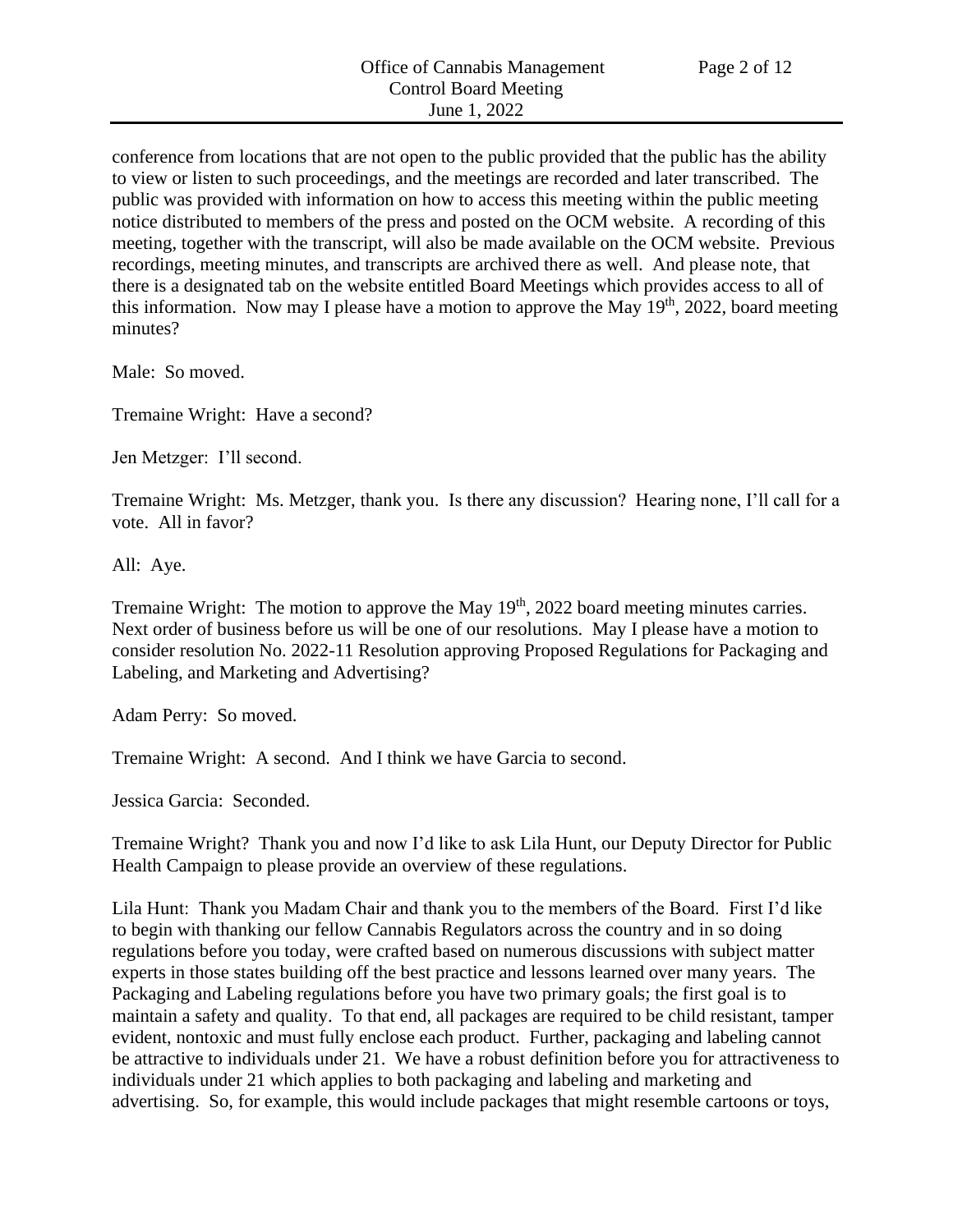conference from locations that are not open to the public provided that the public has the ability to view or listen to such proceedings, and the meetings are recorded and later transcribed. The public was provided with information on how to access this meeting within the public meeting notice distributed to members of the press and posted on the OCM website. A recording of this meeting, together with the transcript, will also be made available on the OCM website. Previous recordings, meeting minutes, and transcripts are archived there as well. And please note, that there is a designated tab on the website entitled Board Meetings which provides access to all of this information. Now may I please have a motion to approve the May 19th, 2022, board meeting minutes?

Male: So moved.

Tremaine Wright: Have a second?

Jen Metzger: I'll second.

Tremaine Wright: Ms. Metzger, thank you. Is there any discussion? Hearing none, I'll call for a vote. All in favor?

All: Aye.

Tremaine Wright: The motion to approve the May 19th, 2022 board meeting minutes carries. Next order of business before us will be one of our resolutions. May I please have a motion to consider resolution No. 2022-11 Resolution approving Proposed Regulations for Packaging and Labeling, and Marketing and Advertising?

Adam Perry: So moved.

Tremaine Wright: A second. And I think we have Garcia to second.

Jessica Garcia: Seconded.

Tremaine Wright? Thank you and now I'd like to ask Lila Hunt, our Deputy Director for Public Health Campaign to please provide an overview of these regulations.

Lila Hunt: Thank you Madam Chair and thank you to the members of the Board. First I'd like to begin with thanking our fellow Cannabis Regulators across the country and in so doing regulations before you today, were crafted based on numerous discussions with subject matter experts in those states building off the best practice and lessons learned over many years. The Packaging and Labeling regulations before you have two primary goals; the first goal is to maintain a safety and quality. To that end, all packages are required to be child resistant, tamper evident, nontoxic and must fully enclose each product. Further, packaging and labeling cannot be attractive to individuals under 21. We have a robust definition before you for attractiveness to individuals under 21 which applies to both packaging and labeling and marketing and advertising. So, for example, this would include packages that might resemble cartoons or toys,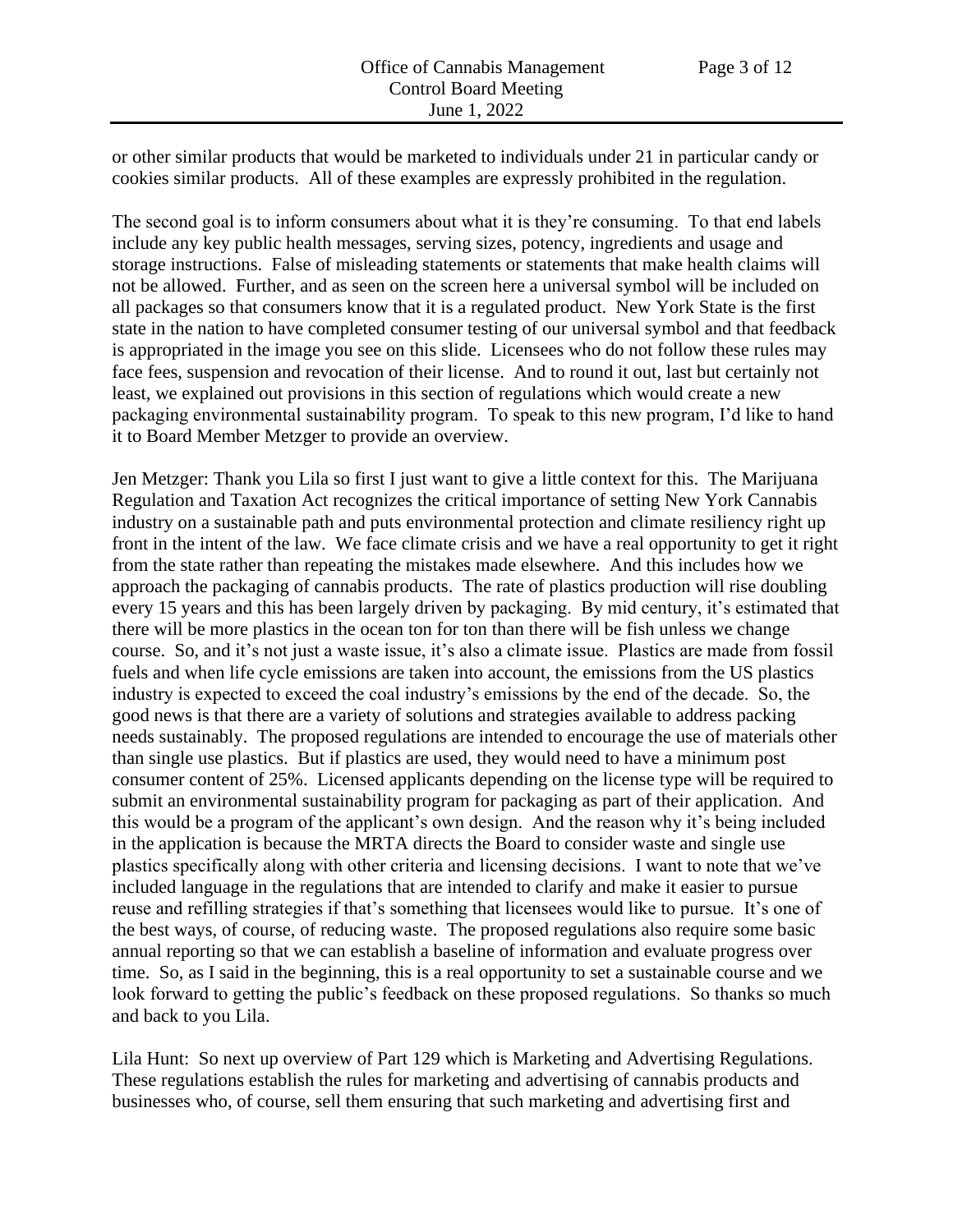or other similar products that would be marketed to individuals under 21 in particular candy or cookies similar products. All of these examples are expressly prohibited in the regulation.

The second goal is to inform consumers about what it is they're consuming. To that end labels include any key public health messages, serving sizes, potency, ingredients and usage and storage instructions. False of misleading statements or statements that make health claims will not be allowed. Further, and as seen on the screen here a universal symbol will be included on all packages so that consumers know that it is a regulated product. New York State is the first state in the nation to have completed consumer testing of our universal symbol and that feedback is appropriated in the image you see on this slide. Licensees who do not follow these rules may face fees, suspension and revocation of their license. And to round it out, last but certainly not least, we explained out provisions in this section of regulations which would create a new packaging environmental sustainability program. To speak to this new program, I'd like to hand it to Board Member Metzger to provide an overview.

Jen Metzger: Thank you Lila so first I just want to give a little context for this. The Marijuana Regulation and Taxation Act recognizes the critical importance of setting New York Cannabis industry on a sustainable path and puts environmental protection and climate resiliency right up front in the intent of the law. We face climate crisis and we have a real opportunity to get it right from the state rather than repeating the mistakes made elsewhere. And this includes how we approach the packaging of cannabis products. The rate of plastics production will rise doubling every 15 years and this has been largely driven by packaging. By mid century, it's estimated that there will be more plastics in the ocean ton for ton than there will be fish unless we change course. So, and it's not just a waste issue, it's also a climate issue. Plastics are made from fossil fuels and when life cycle emissions are taken into account, the emissions from the US plastics industry is expected to exceed the coal industry's emissions by the end of the decade. So, the good news is that there are a variety of solutions and strategies available to address packing needs sustainably. The proposed regulations are intended to encourage the use of materials other than single use plastics. But if plastics are used, they would need to have a minimum post consumer content of 25%. Licensed applicants depending on the license type will be required to submit an environmental sustainability program for packaging as part of their application. And this would be a program of the applicant's own design. And the reason why it's being included in the application is because the MRTA directs the Board to consider waste and single use plastics specifically along with other criteria and licensing decisions. I want to note that we've included language in the regulations that are intended to clarify and make it easier to pursue reuse and refilling strategies if that's something that licensees would like to pursue. It's one of the best ways, of course, of reducing waste. The proposed regulations also require some basic annual reporting so that we can establish a baseline of information and evaluate progress over time. So, as I said in the beginning, this is a real opportunity to set a sustainable course and we look forward to getting the public's feedback on these proposed regulations. So thanks so much and back to you Lila.

Lila Hunt: So next up overview of Part 129 which is Marketing and Advertising Regulations. These regulations establish the rules for marketing and advertising of cannabis products and businesses who, of course, sell them ensuring that such marketing and advertising first and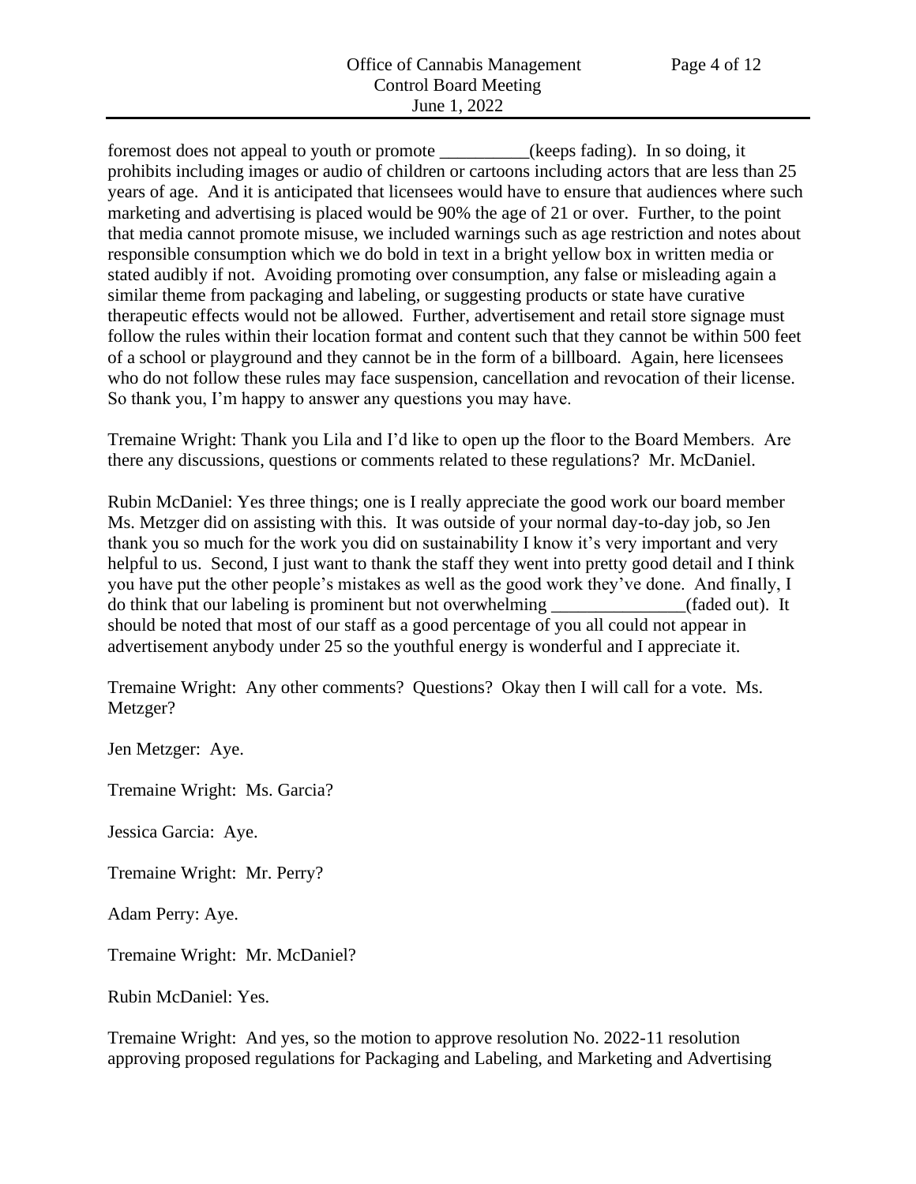foremost does not appeal to youth or promote __________(keeps fading). In so doing, it prohibits including images or audio of children or cartoons including actors that are less than 25 years of age. And it is anticipated that licensees would have to ensure that audiences where such marketing and advertising is placed would be 90% the age of 21 or over. Further, to the point that media cannot promote misuse, we included warnings such as age restriction and notes about responsible consumption which we do bold in text in a bright yellow box in written media or stated audibly if not. Avoiding promoting over consumption, any false or misleading again a similar theme from packaging and labeling, or suggesting products or state have curative therapeutic effects would not be allowed. Further, advertisement and retail store signage must follow the rules within their location format and content such that they cannot be within 500 feet of a school or playground and they cannot be in the form of a billboard. Again, here licensees who do not follow these rules may face suspension, cancellation and revocation of their license. So thank you, I'm happy to answer any questions you may have.

Tremaine Wright: Thank you Lila and I'd like to open up the floor to the Board Members. Are there any discussions, questions or comments related to these regulations? Mr. McDaniel.

Rubin McDaniel: Yes three things; one is I really appreciate the good work our board member Ms. Metzger did on assisting with this. It was outside of your normal day-to-day job, so Jen thank you so much for the work you did on sustainability I know it's very important and very helpful to us. Second, I just want to thank the staff they went into pretty good detail and I think you have put the other people's mistakes as well as the good work they've done. And finally, I do think that our labeling is prominent but not overwhelming _______________(faded out). It should be noted that most of our staff as a good percentage of you all could not appear in advertisement anybody under 25 so the youthful energy is wonderful and I appreciate it.

Tremaine Wright: Any other comments? Questions? Okay then I will call for a vote. Ms. Metzger?

Jen Metzger: Aye.

Tremaine Wright: Ms. Garcia?

Jessica Garcia: Aye.

Tremaine Wright: Mr. Perry?

Adam Perry: Aye.

Tremaine Wright: Mr. McDaniel?

Rubin McDaniel: Yes.

Tremaine Wright: And yes, so the motion to approve resolution No. 2022-11 resolution approving proposed regulations for Packaging and Labeling, and Marketing and Advertising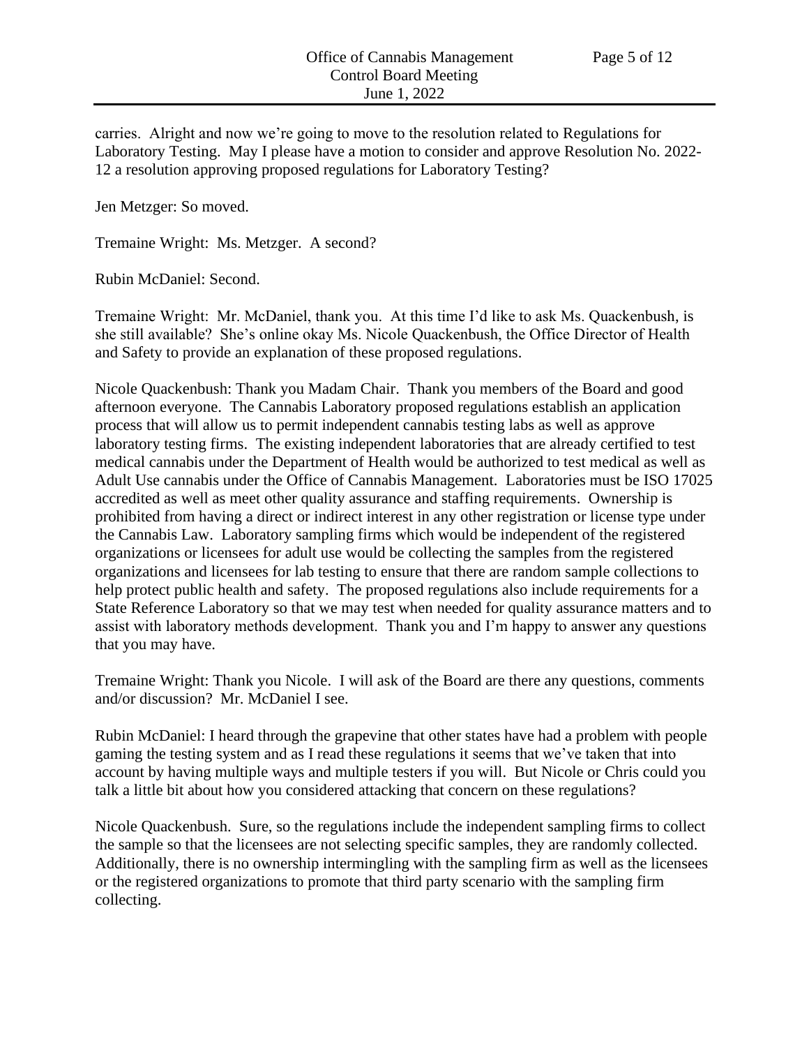carries. Alright and now we're going to move to the resolution related to Regulations for Laboratory Testing. May I please have a motion to consider and approve Resolution No. 2022-12 a resolution approving proposed regulations for Laboratory Testing?

Jen Metzger: So moved.

Tremaine Wright: Ms. Metzger. A second?

Rubin McDaniel: Second.

Tremaine Wright: Mr. McDaniel, thank you. At this time I'd like to ask Ms. Quackenbush, is she still available? She's online okay Ms. Nicole Quackenbush, the Office Director of Health and Safety to provide an explanation of these proposed regulations.

Nicole Quackenbush: Thank you Madam Chair. Thank you members of the Board and good afternoon everyone. The Cannabis Laboratory proposed regulations establish an application process that will allow us to permit independent cannabis testing labs as well as approve laboratory testing firms. The existing independent laboratories that are already certified to test medical cannabis under the Department of Health would be authorized to test medical as well as Adult Use cannabis under the Office of Cannabis Management. Laboratories must be ISO 17025 accredited as well as meet other quality assurance and staffing requirements. Ownership is prohibited from having a direct or indirect interest in any other registration or license type under the Cannabis Law. Laboratory sampling firms which would be independent of the registered organizations or licensees for adult use would be collecting the samples from the registered organizations and licensees for lab testing to ensure that there are random sample collections to help protect public health and safety. The proposed regulations also include requirements for a State Reference Laboratory so that we may test when needed for quality assurance matters and to assist with laboratory methods development. Thank you and I'm happy to answer any questions that you may have.

Tremaine Wright: Thank you Nicole. I will ask of the Board are there any questions, comments and/or discussion? Mr. McDaniel I see.

Rubin McDaniel: I heard through the grapevine that other states have had a problem with people gaming the testing system and as I read these regulations it seems that we've taken that into account by having multiple ways and multiple testers if you will. But Nicole or Chris could you talk a little bit about how you considered attacking that concern on these regulations?

Nicole Quackenbush. Sure, so the regulations include the independent sampling firms to collect the sample so that the licensees are not selecting specific samples, they are randomly collected. Additionally, there is no ownership intermingling with the sampling firm as well as the licensees or the registered organizations to promote that third party scenario with the sampling firm collecting.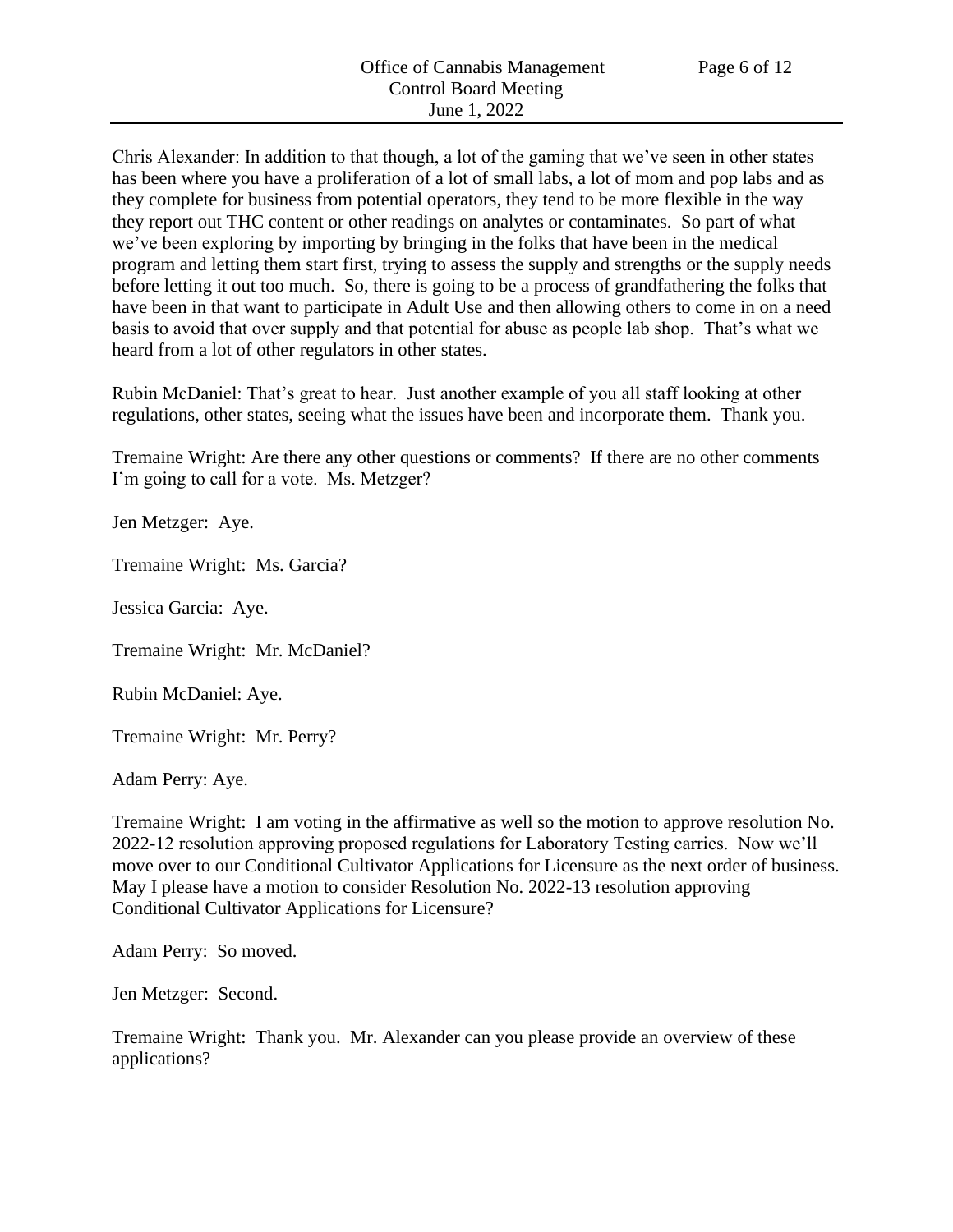Chris Alexander: In addition to that though, a lot of the gaming that we've seen in other states has been where you have a proliferation of a lot of small labs, a lot of mom and pop labs and as they complete for business from potential operators, they tend to be more flexible in the way they report out THC content or other readings on analytes or contaminates. So part of what we've been exploring by importing by bringing in the folks that have been in the medical program and letting them start first, trying to assess the supply and strengths or the supply needs before letting it out too much. So, there is going to be a process of grandfathering the folks that have been in that want to participate in Adult Use and then allowing others to come in on a need basis to avoid that over supply and that potential for abuse as people lab shop. That's what we heard from a lot of other regulators in other states.

Rubin McDaniel: That's great to hear. Just another example of you all staff looking at other regulations, other states, seeing what the issues have been and incorporate them. Thank you.

Tremaine Wright: Are there any other questions or comments? If there are no other comments I'm going to call for a vote. Ms. Metzger?

Jen Metzger: Aye.

Tremaine Wright: Ms. Garcia?

Jessica Garcia: Aye.

Tremaine Wright: Mr. McDaniel?

Rubin McDaniel: Aye.

Tremaine Wright: Mr. Perry?

Adam Perry: Aye.

Tremaine Wright: I am voting in the affirmative as well so the motion to approve resolution No. 2022-12 resolution approving proposed regulations for Laboratory Testing carries. Now we'll move over to our Conditional Cultivator Applications for Licensure as the next order of business. May I please have a motion to consider Resolution No. 2022-13 resolution approving Conditional Cultivator Applications for Licensure?

Adam Perry: So moved.

Jen Metzger: Second.

Tremaine Wright: Thank you. Mr. Alexander can you please provide an overview of these applications?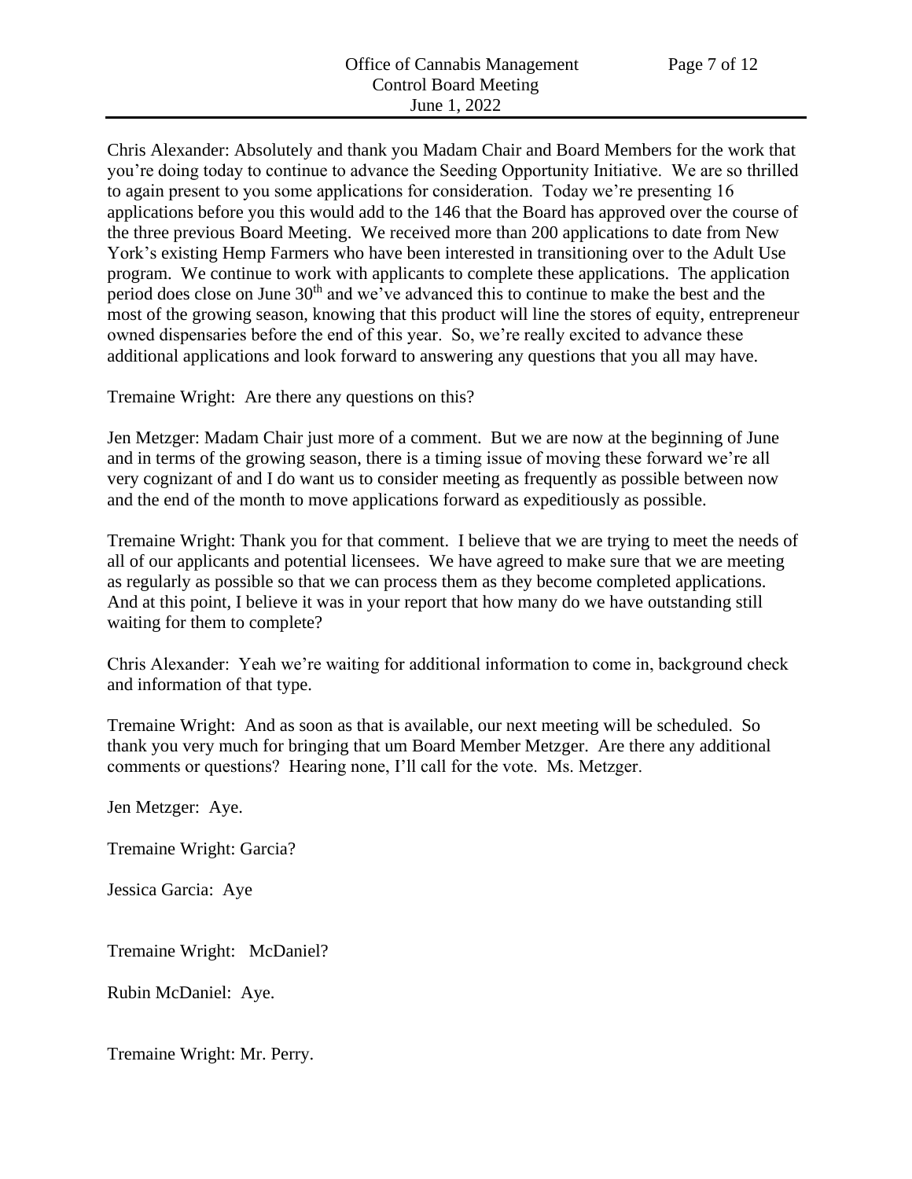Chris Alexander: Absolutely and thank you Madam Chair and Board Members for the work that you're doing today to continue to advance the Seeding Opportunity Initiative. We are so thrilled to again present to you some applications for consideration. Today we're presenting 16 applications before you this would add to the 146 that the Board has approved over the course of the three previous Board Meeting. We received more than 200 applications to date from New York's existing Hemp Farmers who have been interested in transitioning over to the Adult Use program. We continue to work with applicants to complete these applications. The application period does close on June 30th and we've advanced this to continue to make the best and the most of the growing season, knowing that this product will line the stores of equity, entrepreneur owned dispensaries before the end of this year. So, we're really excited to advance these additional applications and look forward to answering any questions that you all may have.

Tremaine Wright: Are there any questions on this?

Jen Metzger: Madam Chair just more of a comment. But we are now at the beginning of June and in terms of the growing season, there is a timing issue of moving these forward we're all very cognizant of and I do want us to consider meeting as frequently as possible between now and the end of the month to move applications forward as expeditiously as possible.

Tremaine Wright: Thank you for that comment. I believe that we are trying to meet the needs of all of our applicants and potential licensees. We have agreed to make sure that we are meeting as regularly as possible so that we can process them as they become completed applications. And at this point, I believe it was in your report that how many do we have outstanding still waiting for them to complete?

Chris Alexander: Yeah we're waiting for additional information to come in, background check and information of that type.

Tremaine Wright: And as soon as that is available, our next meeting will be scheduled. So thank you very much for bringing that um Board Member Metzger. Are there any additional comments or questions? Hearing none, I'll call for the vote. Ms. Metzger.

Jen Metzger: Aye.

Tremaine Wright: Garcia?

Jessica Garcia: Aye

Tremaine Wright: McDaniel?

Rubin McDaniel: Aye.

Tremaine Wright: Mr. Perry.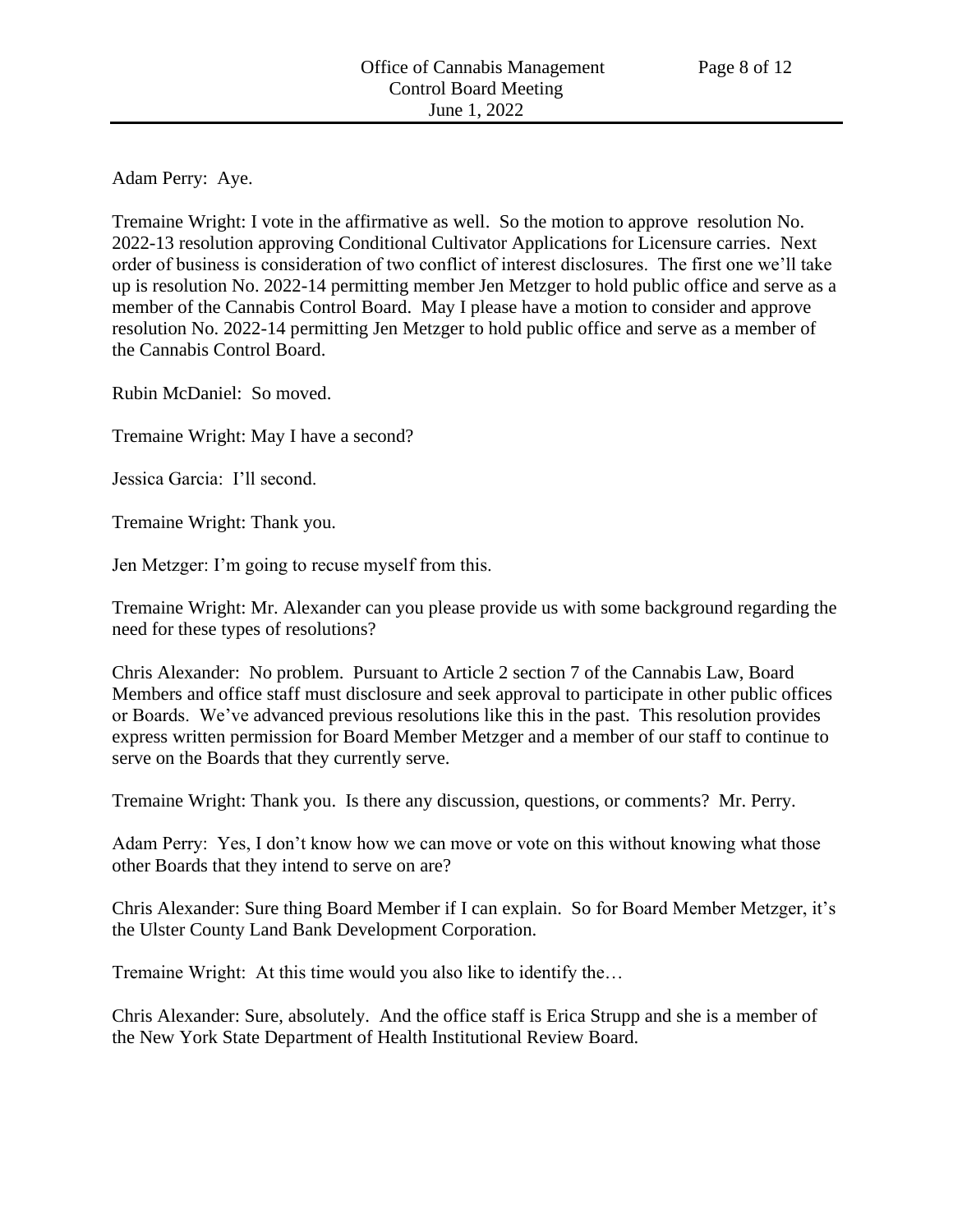Adam Perry: Aye.

Tremaine Wright: I vote in the affirmative as well. So the motion to approve resolution No. 2022-13 resolution approving Conditional Cultivator Applications for Licensure carries. Next order of business is consideration of two conflict of interest disclosures. The first one we'll take up is resolution No. 2022-14 permitting member Jen Metzger to hold public office and serve as a member of the Cannabis Control Board. May I please have a motion to consider and approve resolution No. 2022-14 permitting Jen Metzger to hold public office and serve as a member of the Cannabis Control Board.

Rubin McDaniel: So moved.

Tremaine Wright: May I have a second?

Jessica Garcia: I'll second.

Tremaine Wright: Thank you.

Jen Metzger: I'm going to recuse myself from this.

Tremaine Wright: Mr. Alexander can you please provide us with some background regarding the need for these types of resolutions?

Chris Alexander: No problem. Pursuant to Article 2 section 7 of the Cannabis Law, Board Members and office staff must disclosure and seek approval to participate in other public offices or Boards. We've advanced previous resolutions like this in the past. This resolution provides express written permission for Board Member Metzger and a member of our staff to continue to serve on the Boards that they currently serve.

Tremaine Wright: Thank you. Is there any discussion, questions, or comments? Mr. Perry.

Adam Perry: Yes, I don't know how we can move or vote on this without knowing what those other Boards that they intend to serve on are?

Chris Alexander: Sure thing Board Member if I can explain. So for Board Member Metzger, it's the Ulster County Land Bank Development Corporation.

Tremaine Wright: At this time would you also like to identify the…

Chris Alexander: Sure, absolutely. And the office staff is Erica Strupp and she is a member of the New York State Department of Health Institutional Review Board.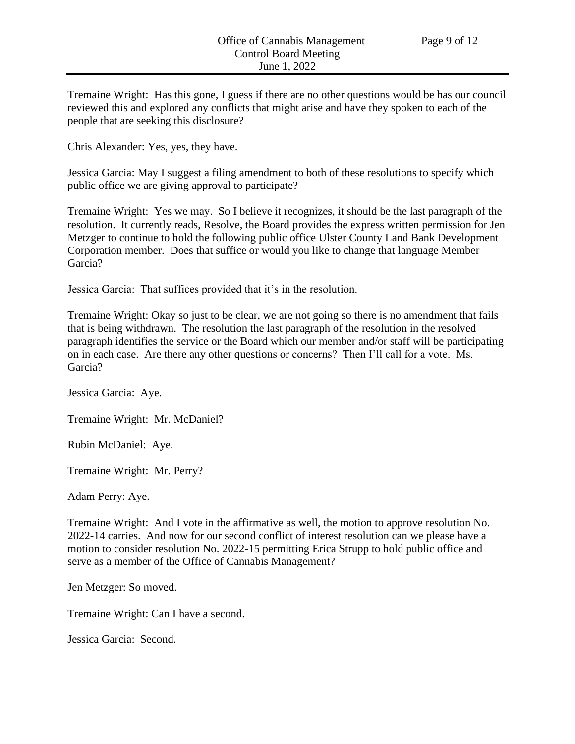Tremaine Wright: Has this gone, I guess if there are no other questions would be has our council reviewed this and explored any conflicts that might arise and have they spoken to each of the people that are seeking this disclosure?

Chris Alexander: Yes, yes, they have.

Jessica Garcia: May I suggest a filing amendment to both of these resolutions to specify which public office we are giving approval to participate?

Tremaine Wright: Yes we may. So I believe it recognizes, it should be the last paragraph of the resolution. It currently reads, Resolve, the Board provides the express written permission for Jen Metzger to continue to hold the following public office Ulster County Land Bank Development Corporation member. Does that suffice or would you like to change that language Member Garcia?

Jessica Garcia: That suffices provided that it's in the resolution.

Tremaine Wright: Okay so just to be clear, we are not going so there is no amendment that fails that is being withdrawn. The resolution the last paragraph of the resolution in the resolved paragraph identifies the service or the Board which our member and/or staff will be participating on in each case. Are there any other questions or concerns? Then I'll call for a vote. Ms. Garcia?

Jessica Garcia: Aye.

Tremaine Wright: Mr. McDaniel?

Rubin McDaniel: Aye.

Tremaine Wright: Mr. Perry?

Adam Perry: Aye.

Tremaine Wright: And I vote in the affirmative as well, the motion to approve resolution No. 2022-14 carries. And now for our second conflict of interest resolution can we please have a motion to consider resolution No. 2022-15 permitting Erica Strupp to hold public office and serve as a member of the Office of Cannabis Management?

Jen Metzger: So moved.

Tremaine Wright: Can I have a second.

Jessica Garcia: Second.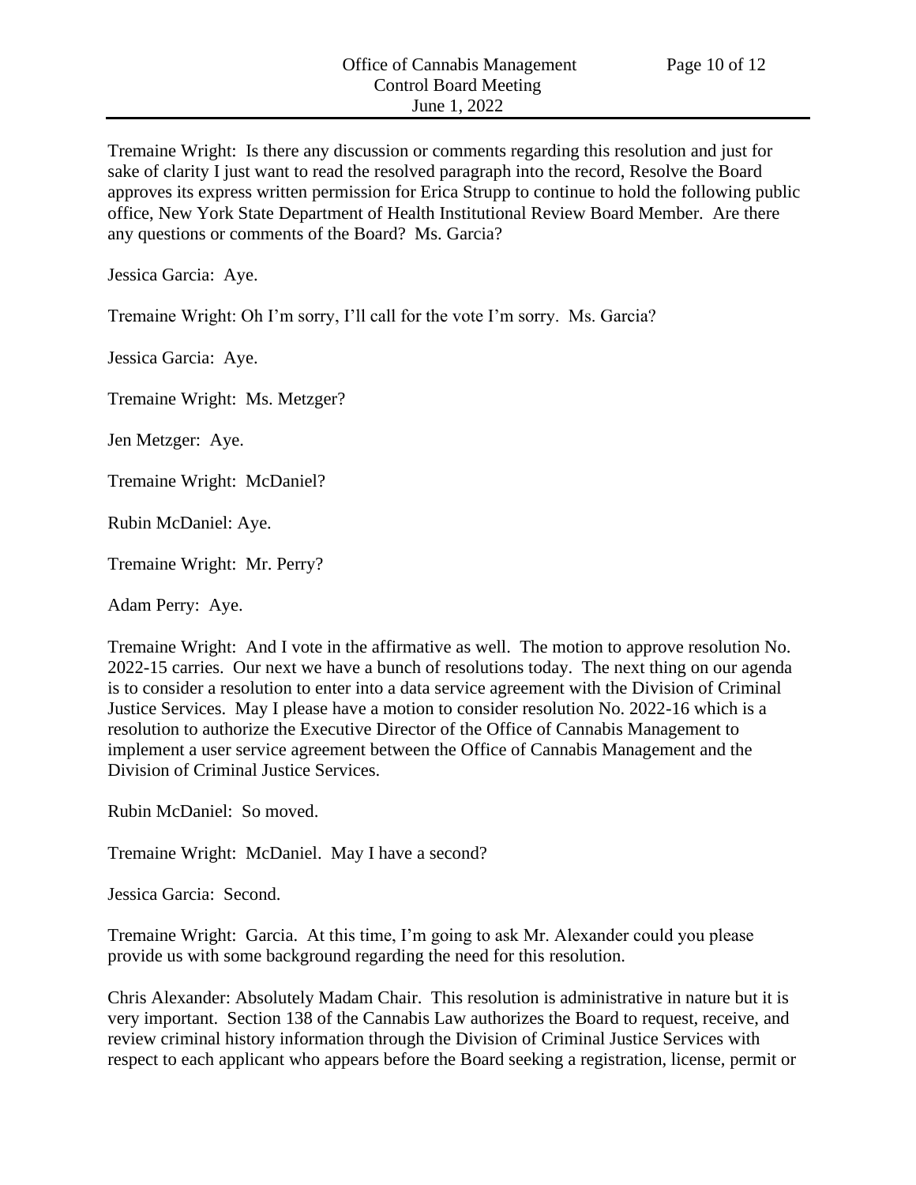Tremaine Wright: Is there any discussion or comments regarding this resolution and just for sake of clarity I just want to read the resolved paragraph into the record, Resolve the Board approves its express written permission for Erica Strupp to continue to hold the following public office, New York State Department of Health Institutional Review Board Member. Are there any questions or comments of the Board? Ms. Garcia?

Jessica Garcia: Aye.

Tremaine Wright: Oh I'm sorry, I'll call for the vote I'm sorry. Ms. Garcia?

Jessica Garcia: Aye.

Tremaine Wright: Ms. Metzger?

Jen Metzger: Aye.

Tremaine Wright: McDaniel?

Rubin McDaniel: Aye.

Tremaine Wright: Mr. Perry?

Adam Perry: Aye.

Tremaine Wright: And I vote in the affirmative as well. The motion to approve resolution No. 2022-15 carries. Our next we have a bunch of resolutions today. The next thing on our agenda is to consider a resolution to enter into a data service agreement with the Division of Criminal Justice Services. May I please have a motion to consider resolution No. 2022-16 which is a resolution to authorize the Executive Director of the Office of Cannabis Management to implement a user service agreement between the Office of Cannabis Management and the Division of Criminal Justice Services.

Rubin McDaniel: So moved.

Tremaine Wright: McDaniel. May I have a second?

Jessica Garcia: Second.

Tremaine Wright: Garcia. At this time, I'm going to ask Mr. Alexander could you please provide us with some background regarding the need for this resolution.

Chris Alexander: Absolutely Madam Chair. This resolution is administrative in nature but it is very important. Section 138 of the Cannabis Law authorizes the Board to request, receive, and review criminal history information through the Division of Criminal Justice Services with respect to each applicant who appears before the Board seeking a registration, license, permit or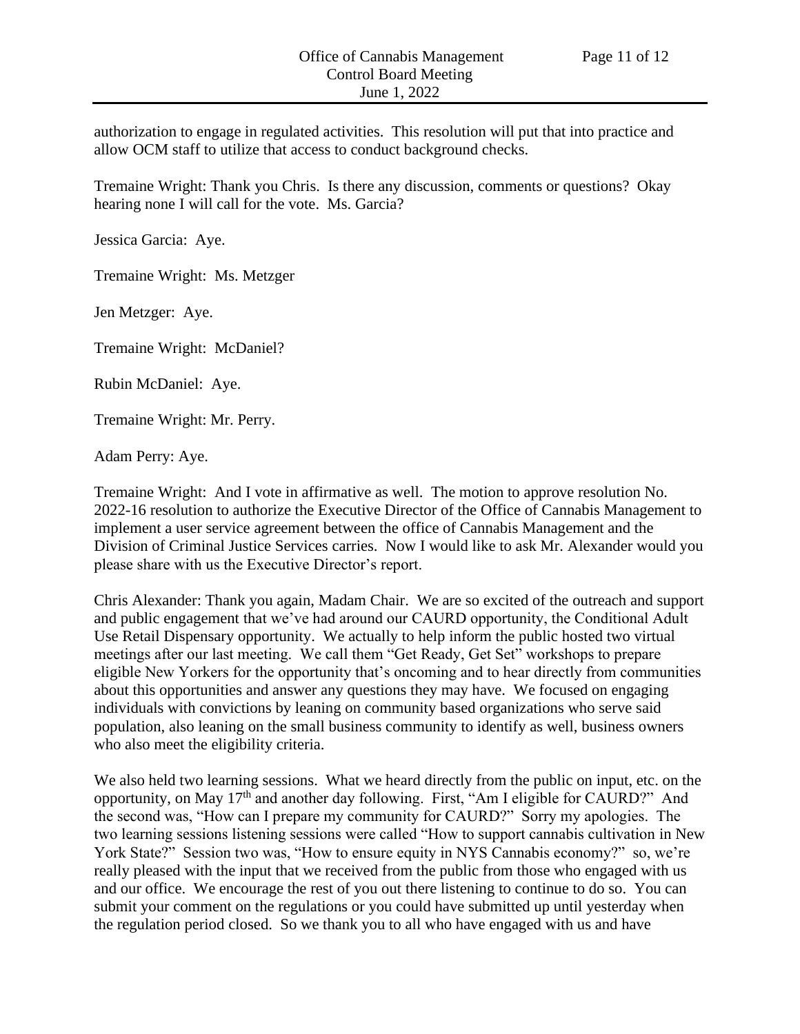authorization to engage in regulated activities. This resolution will put that into practice and allow OCM staff to utilize that access to conduct background checks.

Tremaine Wright: Thank you Chris. Is there any discussion, comments or questions? Okay hearing none I will call for the vote. Ms. Garcia?

Jessica Garcia: Aye.

Tremaine Wright: Ms. Metzger

Jen Metzger: Aye.

Tremaine Wright: McDaniel?

Rubin McDaniel: Aye.

Tremaine Wright: Mr. Perry.

Adam Perry: Aye.

Tremaine Wright: And I vote in affirmative as well. The motion to approve resolution No. 2022-16 resolution to authorize the Executive Director of the Office of Cannabis Management to implement a user service agreement between the office of Cannabis Management and the Division of Criminal Justice Services carries. Now I would like to ask Mr. Alexander would you please share with us the Executive Director's report.

Chris Alexander: Thank you again, Madam Chair. We are so excited of the outreach and support and public engagement that we've had around our CAURD opportunity, the Conditional Adult Use Retail Dispensary opportunity. We actually to help inform the public hosted two virtual meetings after our last meeting. We call them "Get Ready, Get Set" workshops to prepare eligible New Yorkers for the opportunity that's oncoming and to hear directly from communities about this opportunities and answer any questions they may have. We focused on engaging individuals with convictions by leaning on community based organizations who serve said population, also leaning on the small business community to identify as well, business owners who also meet the eligibility criteria.

We also held two learning sessions. What we heard directly from the public on input, etc. on the opportunity, on May 17th and another day following. First, "Am I eligible for CAURD?" And the second was, "How can I prepare my community for CAURD?" Sorry my apologies. The two learning sessions listening sessions were called "How to support cannabis cultivation in New York State?" Session two was, "How to ensure equity in NYS Cannabis economy?" so, we're really pleased with the input that we received from the public from those who engaged with us and our office. We encourage the rest of you out there listening to continue to do so. You can submit your comment on the regulations or you could have submitted up until yesterday when the regulation period closed. So we thank you to all who have engaged with us and have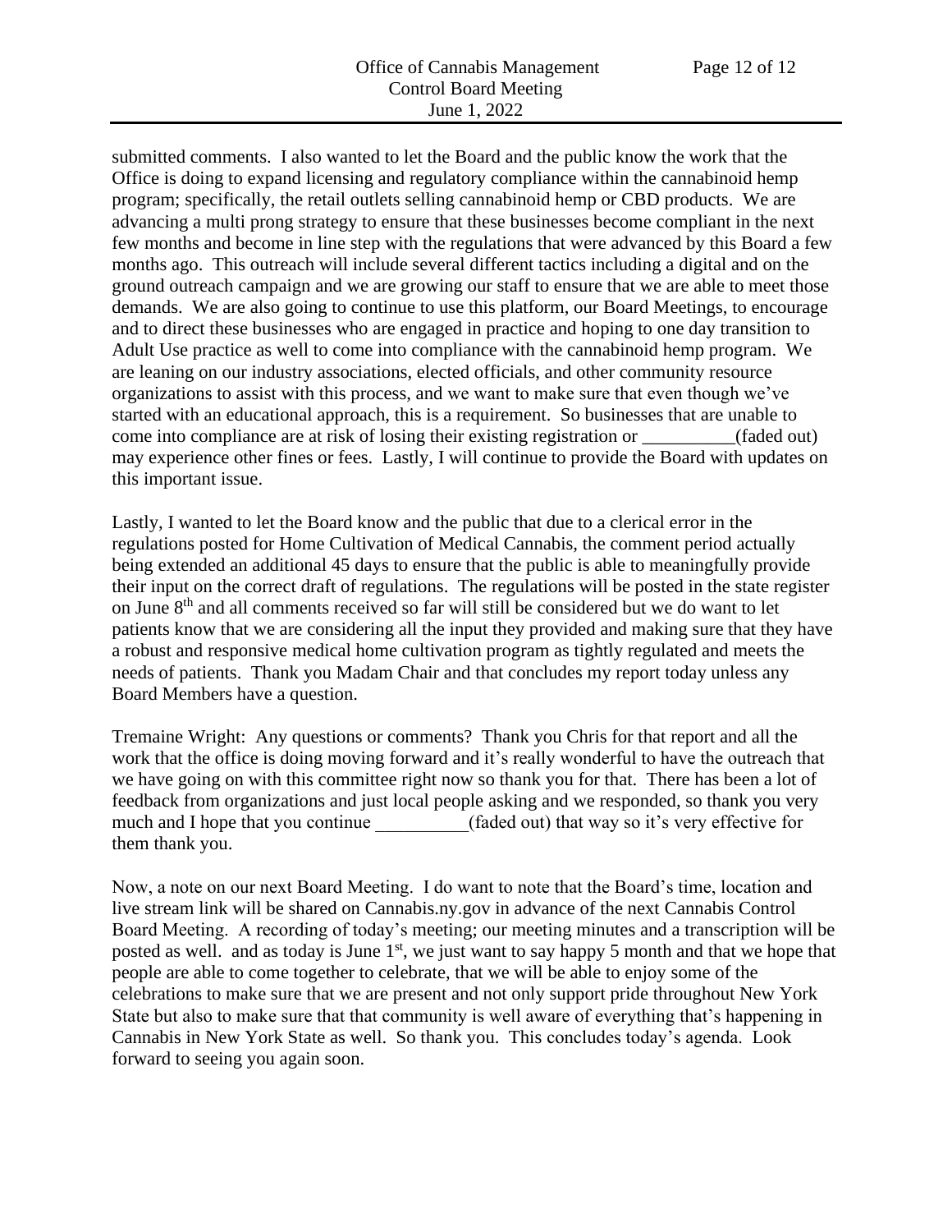submitted comments. I also wanted to let the Board and the public know the work that the Office is doing to expand licensing and regulatory compliance within the cannabinoid hemp program; specifically, the retail outlets selling cannabinoid hemp or CBD products. We are advancing a multi prong strategy to ensure that these businesses become compliant in the next few months and become in line step with the regulations that were advanced by this Board a few months ago. This outreach will include several different tactics including a digital and on the ground outreach campaign and we are growing our staff to ensure that we are able to meet those demands. We are also going to continue to use this platform, our Board Meetings, to encourage and to direct these businesses who are engaged in practice and hoping to one day transition to Adult Use practice as well to come into compliance with the cannabinoid hemp program. We are leaning on our industry associations, elected officials, and other community resource organizations to assist with this process, and we want to make sure that even though we've started with an educational approach, this is a requirement. So businesses that are unable to come into compliance are at risk of losing their existing registration or __________(faded out) may experience other fines or fees. Lastly, I will continue to provide the Board with updates on this important issue.

Lastly, I wanted to let the Board know and the public that due to a clerical error in the regulations posted for Home Cultivation of Medical Cannabis, the comment period actually being extended an additional 45 days to ensure that the public is able to meaningfully provide their input on the correct draft of regulations. The regulations will be posted in the state register on June 8th and all comments received so far will still be considered but we do want to let patients know that we are considering all the input they provided and making sure that they have a robust and responsive medical home cultivation program as tightly regulated and meets the needs of patients. Thank you Madam Chair and that concludes my report today unless any Board Members have a question.

Tremaine Wright: Any questions or comments? Thank you Chris for that report and all the work that the office is doing moving forward and it's really wonderful to have the outreach that we have going on with this committee right now so thank you for that. There has been a lot of feedback from organizations and just local people asking and we responded, so thank you very much and I hope that you continue __________(faded out) that way so it's very effective for them thank you.

Now, a note on our next Board Meeting. I do want to note that the Board's time, location and live stream link will be shared on Cannabis.ny.gov in advance of the next Cannabis Control Board Meeting. A recording of today's meeting; our meeting minutes and a transcription will be posted as well. and as today is June 1st, we just want to say happy 5 month and that we hope that people are able to come together to celebrate, that we will be able to enjoy some of the celebrations to make sure that we are present and not only support pride throughout New York State but also to make sure that that community is well aware of everything that's happening in Cannabis in New York State as well. So thank you. This concludes today's agenda. Look forward to seeing you again soon.